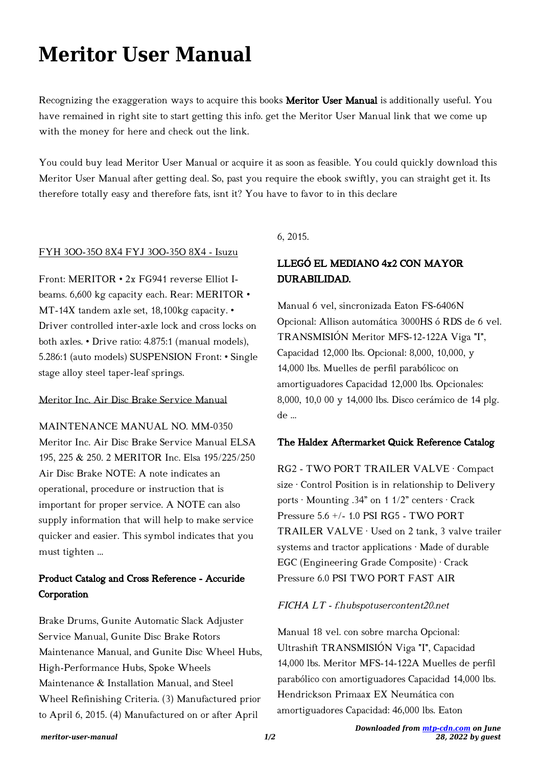# Meritor User Manual

Recognizing the exaggeration ways to acquire this books **Meritor User Manual** is additionally useful. You have remained in right site to start getting this info. get the Meritor User Manual link that we come up with the money for here and check out the link.

You could buy lead Meritor User Manual or acquire it as soon as feasible. You could quickly download this Meritor User Manual after getting deal. So, past you require the ebook swiftly, you can straight get it. Its therefore totally easy and therefore fats, isnt it? You have to favor to in this declare

FYH 3OO-35O 8X4 FYJ 3OO-35O 8X4 - Isuzu

Front: MERITOR • 2x FG941 reverse Elliot I-beams. 6,600 kg capacity each. Rear: MERITOR • MT-14X tandem axle set, 18,100kg capacity. • Driver controlled inter-axle lock and cross locks on both axles. • Drive ratio: 4.875:1 (manual models), 5.286:1 (auto models) SUSPENSION Front: • Single stage alloy steel taper-leaf springs.

Meritor Inc. Air Disc Brake Service Manual

MAINTENANCE MANUAL NO. MM-0350 Meritor Inc. Air Disc Brake Service Manual ELSA 195, 225 & 250. 2 MERITOR Inc. Elsa 195/225/250 Air Disc Brake NOTE: A note indicates an operational, procedure or instruction that is important for proper service. A NOTE can also supply information that will help to make service quicker and easier. This symbol indicates that you must tighten ...

## Product Catalog and Cross Reference - Accuride Corporation

Brake Drums, Gunite Automatic Slack Adjuster Service Manual, Gunite Disc Brake Rotors Maintenance Manual, and Gunite Disc Wheel Hubs, High-Performance Hubs, Spoke Wheels Maintenance & Installation Manual, and Steel Wheel Refinishing Criteria. (3) Manufactured prior to April 6, 2015. (4) Manufactured on or after April 6, 2015.

## LLEGÓ EL MEDIANO 4x2 CON MAYOR DURABILIDAD.

Manual 6 vel, sincronizada Eaton FS-6406N Opcional: Allison automática 3000HS ó RDS de 6 vel. TRANSMISIÓN Meritor MFS-12-122A Viga "I", Capacidad 12,000 lbs. Opcional: 8,000, 10,000, y 14,000 lbs. Muelles de perfil parabólicoc on amortiguadores Capacidad 12,000 lbs. Opcionales: 8,000, 10,0 00 y 14,000 lbs. Disco cerámico de 14 plg. de ...

## The Haldex Aftermarket Quick Reference Catalog

RG2 - TWO PORT TRAILER VALVE · Compact size · Control Position is in relationship to Delivery ports · Mounting .34" on 1 1/2" centers · Crack Pressure 5.6 +/- 1.0 PSI RG5 - TWO PORT TRAILER VALVE · Used on 2 tank, 3 valve trailer systems and tractor applications · Made of durable EGC (Engineering Grade Composite) · Crack Pressure 6.0 PSI TWO PORT FAST AIR

*FICHA LT - f.hubspotusercontent20.net*

Manual 18 vel. con sobre marcha Opcional: Ultrashift TRANSMISIÓN Viga "I", Capacidad 14,000 lbs. Meritor MFS-14-122A Muelles de perfil parabólico con amortiguadores Capacidad 14,000 lbs. Hendrickson Primaax EX Neumática con amortiguadores Capacidad: 46,000 lbs. Eaton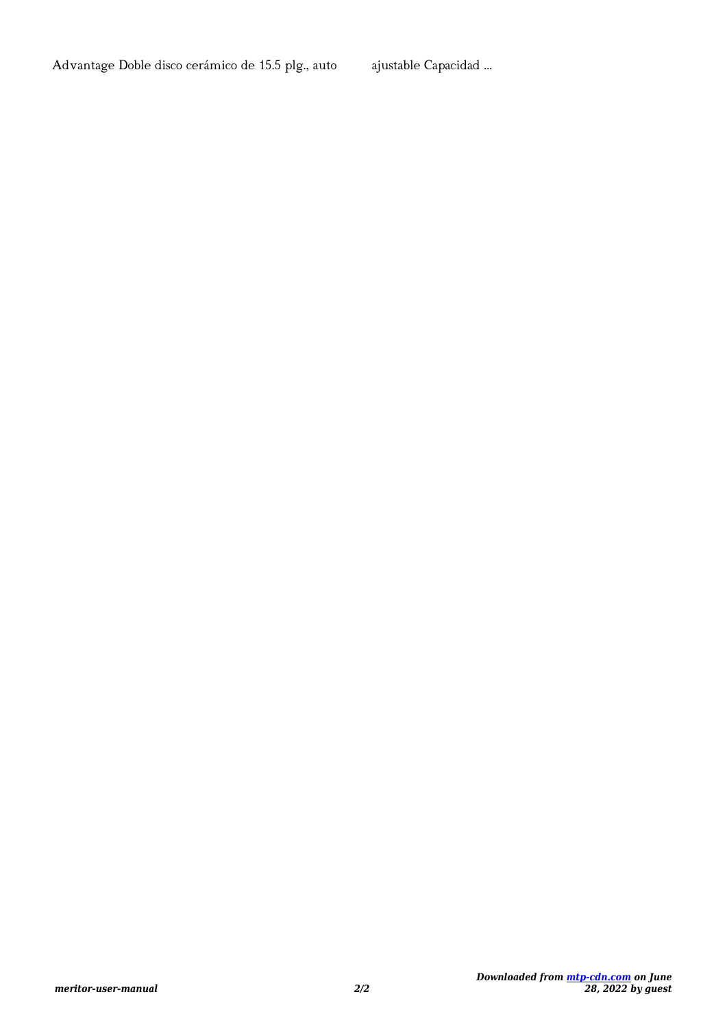Advantage Doble disco cerámico de 15.5 plg., auto ajustable Capacidad ...